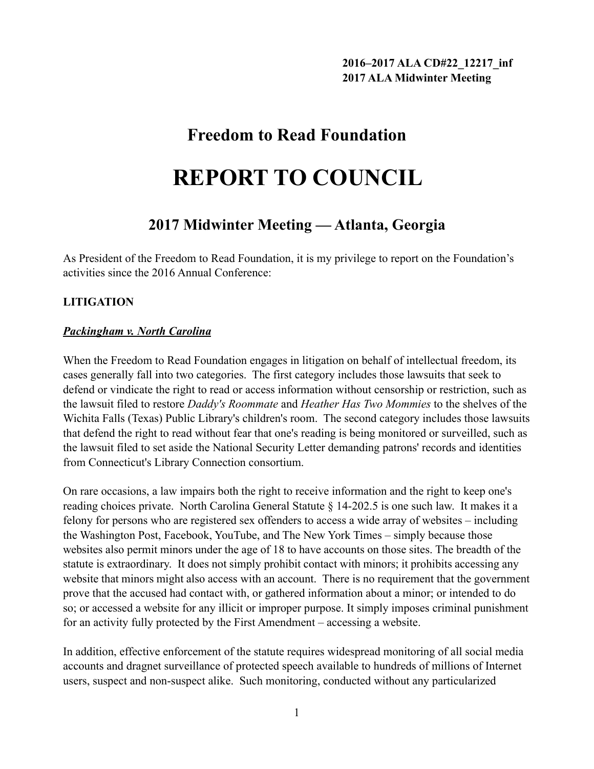**2016–2017 ALA CD#22_12217_inf**
**2017 ALA Midwinter Meeting**

# Freedom to Read Foundation

# REPORT TO COUNCIL

## 2017 Midwinter Meeting — Atlanta, Georgia

As President of the Freedom to Read Foundation, it is my privilege to report on the Foundation's activities since the 2016 Annual Conference:

**LITIGATION**

***Packingham v. North Carolina***

When the Freedom to Read Foundation engages in litigation on behalf of intellectual freedom, its cases generally fall into two categories. The first category includes those lawsuits that seek to defend or vindicate the right to read or access information without censorship or restriction, such as the lawsuit filed to restore *Daddy's Roommate* and *Heather Has Two Mommies* to the shelves of the Wichita Falls (Texas) Public Library's children's room. The second category includes those lawsuits that defend the right to read without fear that one's reading is being monitored or surveilled, such as the lawsuit filed to set aside the National Security Letter demanding patrons' records and identities from Connecticut's Library Connection consortium.

On rare occasions, a law impairs both the right to receive information and the right to keep one's reading choices private. North Carolina General Statute § 14-202.5 is one such law. It makes it a felony for persons who are registered sex offenders to access a wide array of websites – including the Washington Post, Facebook, YouTube, and The New York Times – simply because those websites also permit minors under the age of 18 to have accounts on those sites. The breadth of the statute is extraordinary. It does not simply prohibit contact with minors; it prohibits accessing any website that minors might also access with an account. There is no requirement that the government prove that the accused had contact with, or gathered information about a minor; or intended to do so; or accessed a website for any illicit or improper purpose. It simply imposes criminal punishment for an activity fully protected by the First Amendment – accessing a website.

In addition, effective enforcement of the statute requires widespread monitoring of all social media accounts and dragnet surveillance of protected speech available to hundreds of millions of Internet users, suspect and non-suspect alike. Such monitoring, conducted without any particularized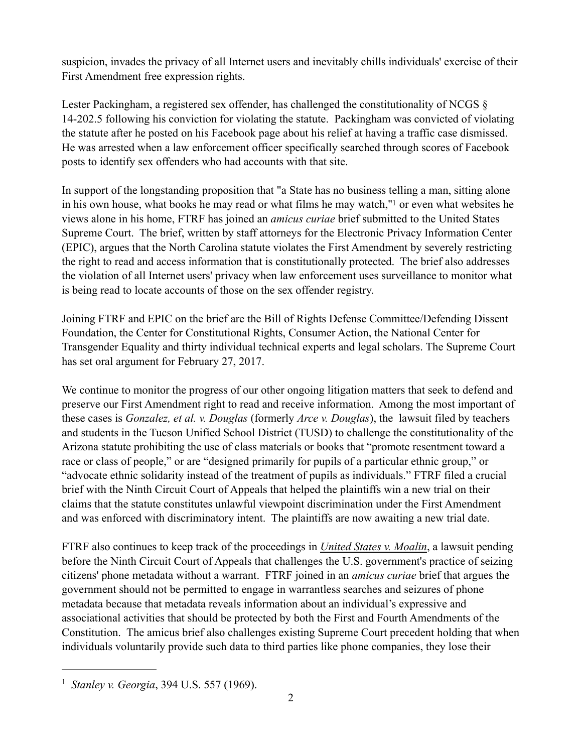suspicion, invades the privacy of all Internet users and inevitably chills individuals' exercise of their First Amendment free expression rights.

Lester Packingham, a registered sex offender, has challenged the constitutionality of NCGS § 14-202.5 following his conviction for violating the statute. Packingham was convicted of violating the statute after he posted on his Facebook page about his relief at having a traffic case dismissed. He was arrested when a law enforcement officer specifically searched through scores of Facebook posts to identify sex offenders who had accounts with that site.

In support of the longstanding proposition that "a State has no business telling a man, sitting alone in his own house, what books he may read or what films he may watch,"[1] or even what websites he views alone in his home, FTRF has joined an *amicus curiae* brief submitted to the United States Supreme Court. The brief, written by staff attorneys for the Electronic Privacy Information Center (EPIC), argues that the North Carolina statute violates the First Amendment by severely restricting the right to read and access information that is constitutionally protected. The brief also addresses the violation of all Internet users' privacy when law enforcement uses surveillance to monitor what is being read to locate accounts of those on the sex offender registry.

Joining FTRF and EPIC on the brief are the Bill of Rights Defense Committee/Defending Dissent Foundation, the Center for Constitutional Rights, Consumer Action, the National Center for Transgender Equality and thirty individual technical experts and legal scholars. The Supreme Court has set oral argument for February 27, 2017.

We continue to monitor the progress of our other ongoing litigation matters that seek to defend and preserve our First Amendment right to read and receive information. Among the most important of these cases is *Gonzalez, et al. v. Douglas* (formerly *Arce v. Douglas*), the lawsuit filed by teachers and students in the Tucson Unified School District (TUSD) to challenge the constitutionality of the Arizona statute prohibiting the use of class materials or books that "promote resentment toward a race or class of people," or are "designed primarily for pupils of a particular ethnic group," or "advocate ethnic solidarity instead of the treatment of pupils as individuals." FTRF filed a crucial brief with the Ninth Circuit Court of Appeals that helped the plaintiffs win a new trial on their claims that the statute constitutes unlawful viewpoint discrimination under the First Amendment and was enforced with discriminatory intent. The plaintiffs are now awaiting a new trial date.

FTRF also continues to keep track of the proceedings in *United States v. Moalin*, a lawsuit pending before the Ninth Circuit Court of Appeals that challenges the U.S. government's practice of seizing citizens' phone metadata without a warrant. FTRF joined in an *amicus curiae* brief that argues the government should not be permitted to engage in warrantless searches and seizures of phone metadata because that metadata reveals information about an individual's expressive and associational activities that should be protected by both the First and Fourth Amendments of the Constitution. The amicus brief also challenges existing Supreme Court precedent holding that when individuals voluntarily provide such data to third parties like phone companies, they lose their

---

[1] *Stanley v. Georgia*, 394 U.S. 557 (1969).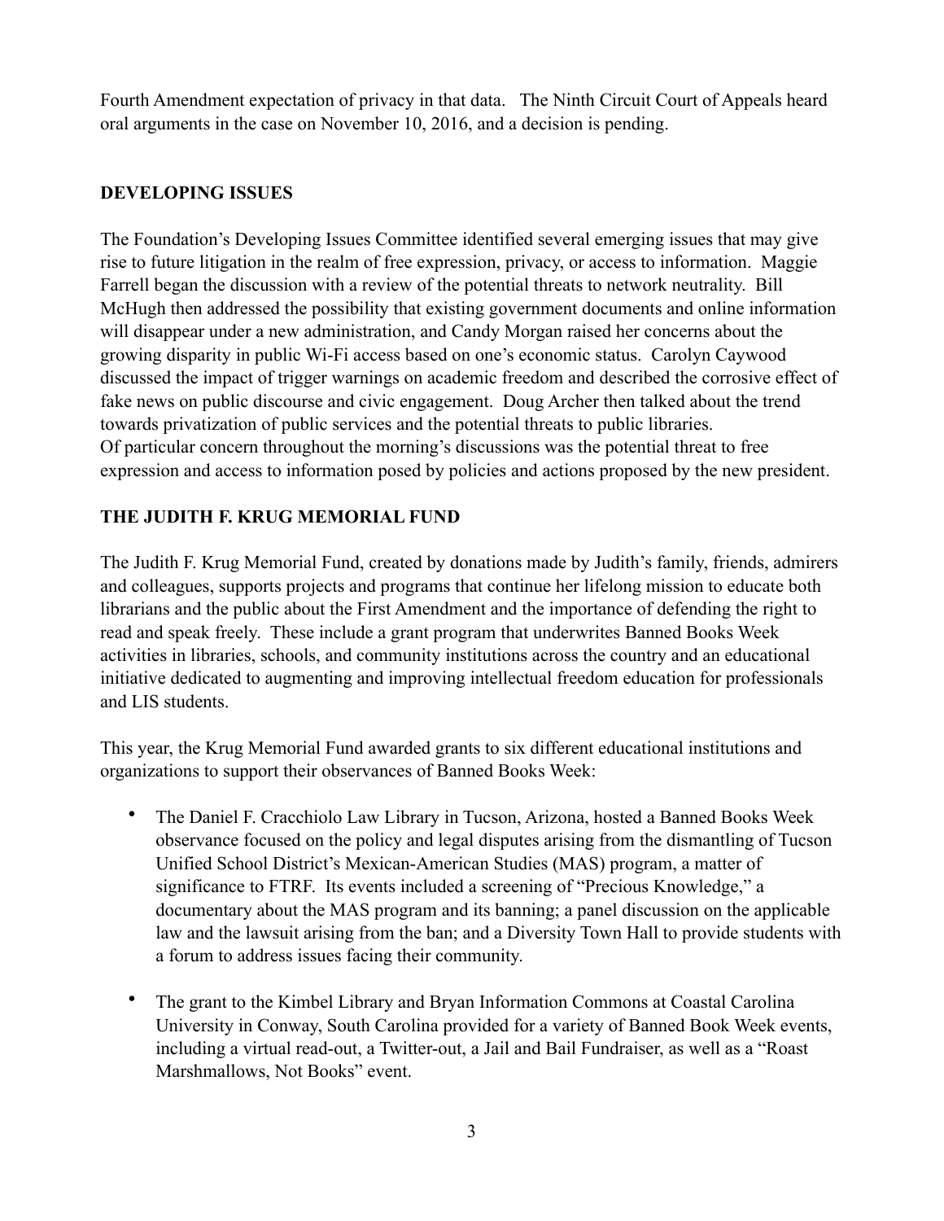Fourth Amendment expectation of privacy in that data. The Ninth Circuit Court of Appeals heard oral arguments in the case on November 10, 2016, and a decision is pending.

## DEVELOPING ISSUES

The Foundation's Developing Issues Committee identified several emerging issues that may give rise to future litigation in the realm of free expression, privacy, or access to information. Maggie Farrell began the discussion with a review of the potential threats to network neutrality. Bill McHugh then addressed the possibility that existing government documents and online information will disappear under a new administration, and Candy Morgan raised her concerns about the growing disparity in public Wi-Fi access based on one's economic status. Carolyn Caywood discussed the impact of trigger warnings on academic freedom and described the corrosive effect of fake news on public discourse and civic engagement. Doug Archer then talked about the trend towards privatization of public services and the potential threats to public libraries. Of particular concern throughout the morning's discussions was the potential threat to free expression and access to information posed by policies and actions proposed by the new president.

## THE JUDITH F. KRUG MEMORIAL FUND

The Judith F. Krug Memorial Fund, created by donations made by Judith's family, friends, admirers and colleagues, supports projects and programs that continue her lifelong mission to educate both librarians and the public about the First Amendment and the importance of defending the right to read and speak freely. These include a grant program that underwrites Banned Books Week activities in libraries, schools, and community institutions across the country and an educational initiative dedicated to augmenting and improving intellectual freedom education for professionals and LIS students.

This year, the Krug Memorial Fund awarded grants to six different educational institutions and organizations to support their observances of Banned Books Week:

- The Daniel F. Cracchiolo Law Library in Tucson, Arizona, hosted a Banned Books Week observance focused on the policy and legal disputes arising from the dismantling of Tucson Unified School District's Mexican-American Studies (MAS) program, a matter of significance to FTRF. Its events included a screening of "Precious Knowledge," a documentary about the MAS program and its banning; a panel discussion on the applicable law and the lawsuit arising from the ban; and a Diversity Town Hall to provide students with a forum to address issues facing their community.

- The grant to the Kimbel Library and Bryan Information Commons at Coastal Carolina University in Conway, South Carolina provided for a variety of Banned Book Week events, including a virtual read-out, a Twitter-out, a Jail and Bail Fundraiser, as well as a "Roast Marshmallows, Not Books" event.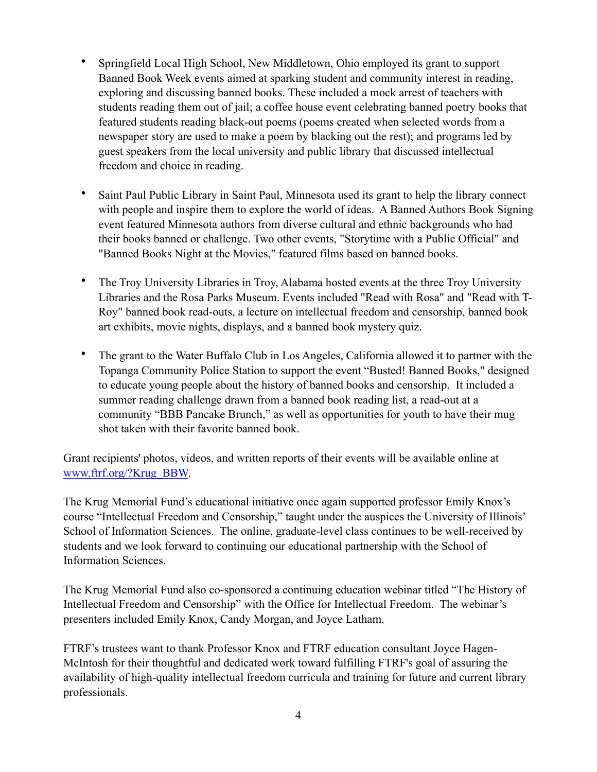- Springfield Local High School, New Middletown, Ohio employed its grant to support Banned Book Week events aimed at sparking student and community interest in reading, exploring and discussing banned books. These included a mock arrest of teachers with students reading them out of jail; a coffee house event celebrating banned poetry books that featured students reading black-out poems (poems created when selected words from a newspaper story are used to make a poem by blacking out the rest); and programs led by guest speakers from the local university and public library that discussed intellectual freedom and choice in reading.

- Saint Paul Public Library in Saint Paul, Minnesota used its grant to help the library connect with people and inspire them to explore the world of ideas. A Banned Authors Book Signing event featured Minnesota authors from diverse cultural and ethnic backgrounds who had their books banned or challenge. Two other events, "Storytime with a Public Official" and "Banned Books Night at the Movies," featured films based on banned books.

- The Troy University Libraries in Troy, Alabama hosted events at the three Troy University Libraries and the Rosa Parks Museum. Events included "Read with Rosa" and "Read with T-Roy" banned book read-outs, a lecture on intellectual freedom and censorship, banned book art exhibits, movie nights, displays, and a banned book mystery quiz.

- The grant to the Water Buffalo Club in Los Angeles, California allowed it to partner with the Topanga Community Police Station to support the event "Busted! Banned Books," designed to educate young people about the history of banned books and censorship. It included a summer reading challenge drawn from a banned book reading list, a read-out at a community "BBB Pancake Brunch," as well as opportunities for youth to have their mug shot taken with their favorite banned book.

Grant recipients' photos, videos, and written reports of their events will be available online at [www.ftrf.org/?Krug_BBW](www.ftrf.org/?Krug_BBW).

The Krug Memorial Fund's educational initiative once again supported professor Emily Knox's course "Intellectual Freedom and Censorship," taught under the auspices the University of Illinois' School of Information Sciences. The online, graduate-level class continues to be well-received by students and we look forward to continuing our educational partnership with the School of Information Sciences.

The Krug Memorial Fund also co-sponsored a continuing education webinar titled "The History of Intellectual Freedom and Censorship" with the Office for Intellectual Freedom. The webinar's presenters included Emily Knox, Candy Morgan, and Joyce Latham.

FTRF's trustees want to thank Professor Knox and FTRF education consultant Joyce Hagen-McIntosh for their thoughtful and dedicated work toward fulfilling FTRF's goal of assuring the availability of high-quality intellectual freedom curricula and training for future and current library professionals.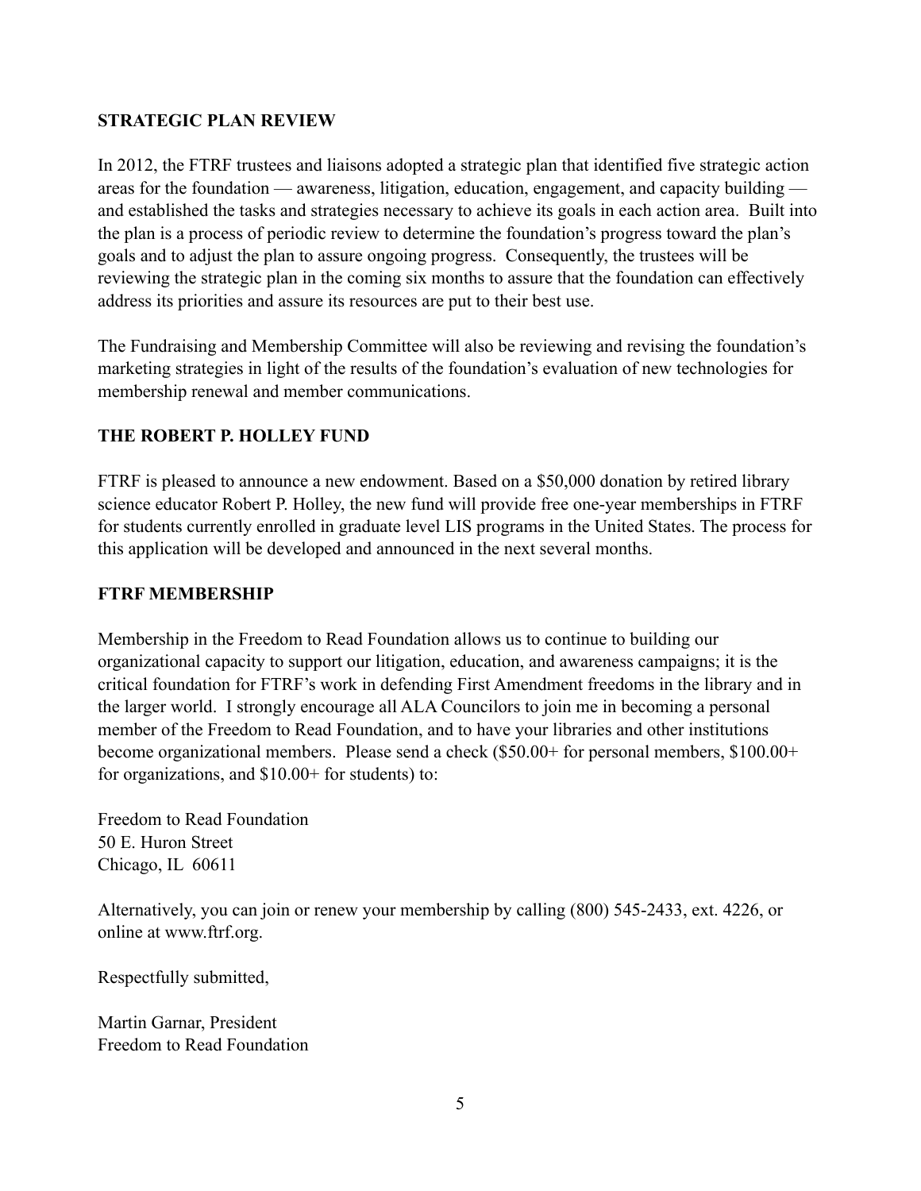**STRATEGIC PLAN REVIEW**

In 2012, the FTRF trustees and liaisons adopted a strategic plan that identified five strategic action areas for the foundation — awareness, litigation, education, engagement, and capacity building — and established the tasks and strategies necessary to achieve its goals in each action area. Built into the plan is a process of periodic review to determine the foundation's progress toward the plan's goals and to adjust the plan to assure ongoing progress. Consequently, the trustees will be reviewing the strategic plan in the coming six months to assure that the foundation can effectively address its priorities and assure its resources are put to their best use.

The Fundraising and Membership Committee will also be reviewing and revising the foundation's marketing strategies in light of the results of the foundation's evaluation of new technologies for membership renewal and member communications.

**THE ROBERT P. HOLLEY FUND**

FTRF is pleased to announce a new endowment. Based on a $50,000 donation by retired library science educator Robert P. Holley, the new fund will provide free one-year memberships in FTRF for students currently enrolled in graduate level LIS programs in the United States. The process for this application will be developed and announced in the next several months.

**FTRF MEMBERSHIP**

Membership in the Freedom to Read Foundation allows us to continue to building our organizational capacity to support our litigation, education, and awareness campaigns; it is the critical foundation for FTRF's work in defending First Amendment freedoms in the library and in the larger world. I strongly encourage all ALA Councilors to join me in becoming a personal member of the Freedom to Read Foundation, and to have your libraries and other institutions become organizational members. Please send a check ($50.00+ for personal members, $100.00+ for organizations, and $10.00+ for students) to:

Freedom to Read Foundation
50 E. Huron Street
Chicago, IL 60611

Alternatively, you can join or renew your membership by calling (800) 545-2433, ext. 4226, or online at www.ftrf.org.

Respectfully submitted,

Martin Garnar, President
Freedom to Read Foundation